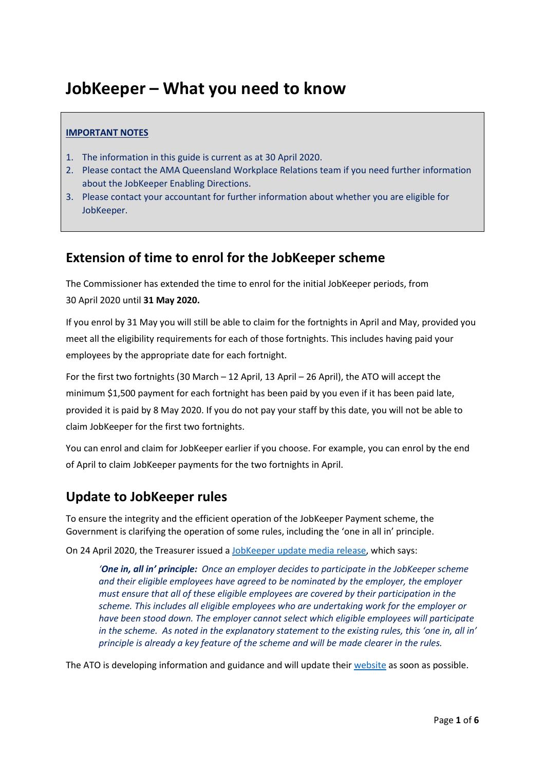# JobKeeper – What you need to know

**IMPORTANT NOTES**

1. The information in this guide is current as at 30 April 2020.
2. Please contact the AMA Queensland Workplace Relations team if you need further information about the JobKeeper Enabling Directions.
3. Please contact your accountant for further information about whether you are eligible for JobKeeper.

## Extension of time to enrol for the JobKeeper scheme

The Commissioner has extended the time to enrol for the initial JobKeeper periods, from 30 April 2020 until **31 May 2020.**

If you enrol by 31 May you will still be able to claim for the fortnights in April and May, provided you meet all the eligibility requirements for each of those fortnights. This includes having paid your employees by the appropriate date for each fortnight.

For the first two fortnights (30 March – 12 April, 13 April – 26 April), the ATO will accept the minimum $1,500 payment for each fortnight has been paid by you even if it has been paid late, provided it is paid by 8 May 2020. If you do not pay your staff by this date, you will not be able to claim JobKeeper for the first two fortnights.

You can enrol and claim for JobKeeper earlier if you choose. For example, you can enrol by the end of April to claim JobKeeper payments for the two fortnights in April.

## Update to JobKeeper rules

To ensure the integrity and the efficient operation of the JobKeeper Payment scheme, the Government is clarifying the operation of some rules, including the 'one in all in' principle.

On 24 April 2020, the Treasurer issued a JobKeeper update media release, which says:

> *'**One in, all in' principle:** Once an employer decides to participate in the JobKeeper scheme and their eligible employees have agreed to be nominated by the employer, the employer must ensure that all of these eligible employees are covered by their participation in the scheme. This includes all eligible employees who are undertaking work for the employer or have been stood down. The employer cannot select which eligible employees will participate in the scheme. As noted in the explanatory statement to the existing rules, this 'one in, all in' principle is already a key feature of the scheme and will be made clearer in the rules.*

The ATO is developing information and guidance and will update their website as soon as possible.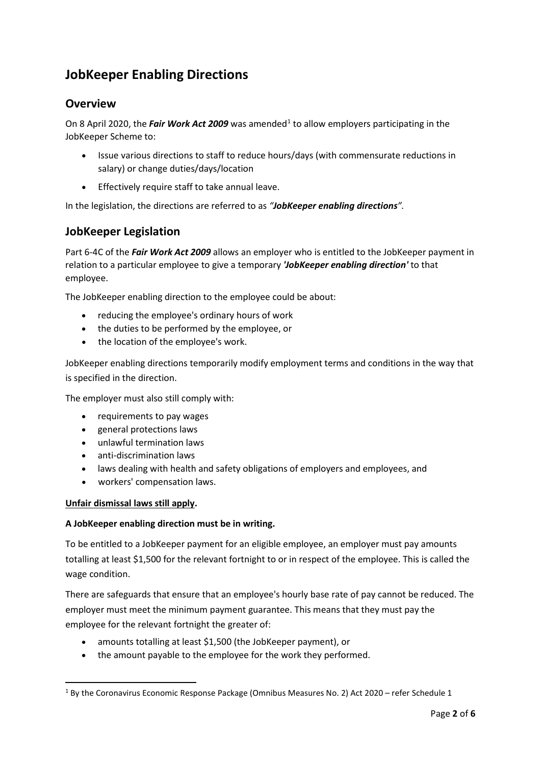# JobKeeper Enabling Directions

## Overview

On 8 April 2020, the ***Fair Work Act 2009*** was amended[1] to allow employers participating in the JobKeeper Scheme to:

- Issue various directions to staff to reduce hours/days (with commensurate reductions in salary) or change duties/days/location
- Effectively require staff to take annual leave.

In the legislation, the directions are referred to as *"**JobKeeper enabling directions**"*.

## JobKeeper Legislation

Part 6-4C of the ***Fair Work Act 2009*** allows an employer who is entitled to the JobKeeper payment in relation to a particular employee to give a temporary ***'JobKeeper enabling direction'*** to that employee.

The JobKeeper enabling direction to the employee could be about:

- reducing the employee's ordinary hours of work
- the duties to be performed by the employee, or
- the location of the employee's work.

JobKeeper enabling directions temporarily modify employment terms and conditions in the way that is specified in the direction.

The employer must also still comply with:

- requirements to pay wages
- general protections laws
- unlawful termination laws
- anti-discrimination laws
- laws dealing with health and safety obligations of employers and employees, and
- workers' compensation laws.

**<u>Unfair dismissal laws still apply</u>.**

**A JobKeeper enabling direction must be in writing.**

To be entitled to a JobKeeper payment for an eligible employee, an employer must pay amounts totalling at least $1,500 for the relevant fortnight to or in respect of the employee. This is called the wage condition.

There are safeguards that ensure that an employee's hourly base rate of pay cannot be reduced. The employer must meet the minimum payment guarantee. This means that they must pay the employee for the relevant fortnight the greater of:

- amounts totalling at least $1,500 (the JobKeeper payment), or
- the amount payable to the employee for the work they performed.

[1] By the Coronavirus Economic Response Package (Omnibus Measures No. 2) Act 2020 – refer Schedule 1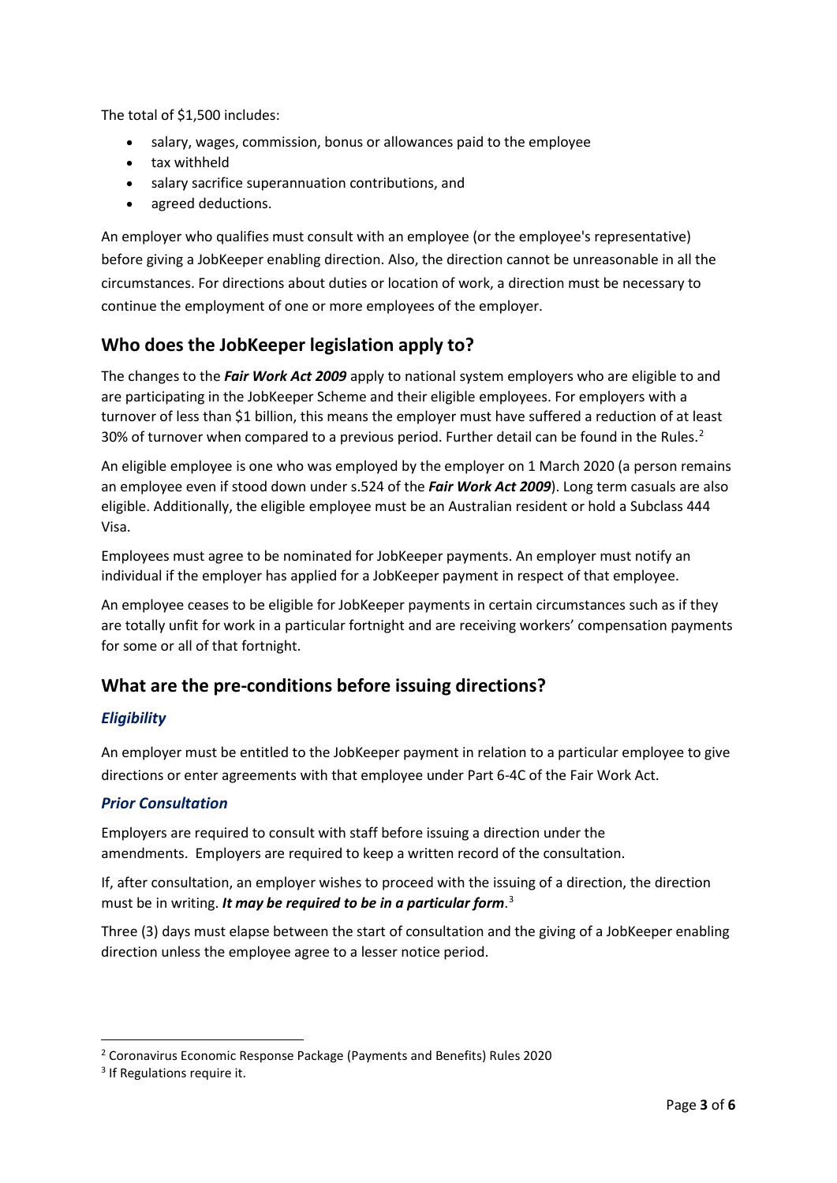The total of $1,500 includes:

- salary, wages, commission, bonus or allowances paid to the employee
- tax withheld
- salary sacrifice superannuation contributions, and
- agreed deductions.

An employer who qualifies must consult with an employee (or the employee's representative) before giving a JobKeeper enabling direction. Also, the direction cannot be unreasonable in all the circumstances. For directions about duties or location of work, a direction must be necessary to continue the employment of one or more employees of the employer.

## Who does the JobKeeper legislation apply to?

The changes to the ***Fair Work Act 2009*** apply to national system employers who are eligible to and are participating in the JobKeeper Scheme and their eligible employees. For employers with a turnover of less than $1 billion, this means the employer must have suffered a reduction of at least 30% of turnover when compared to a previous period. Further detail can be found in the Rules.[2]

An eligible employee is one who was employed by the employer on 1 March 2020 (a person remains an employee even if stood down under s.524 of the ***Fair Work Act 2009***). Long term casuals are also eligible. Additionally, the eligible employee must be an Australian resident or hold a Subclass 444 Visa.

Employees must agree to be nominated for JobKeeper payments. An employer must notify an individual if the employer has applied for a JobKeeper payment in respect of that employee.

An employee ceases to be eligible for JobKeeper payments in certain circumstances such as if they are totally unfit for work in a particular fortnight and are receiving workers' compensation payments for some or all of that fortnight.

## What are the pre-conditions before issuing directions?

### *Eligibility*

An employer must be entitled to the JobKeeper payment in relation to a particular employee to give directions or enter agreements with that employee under Part 6-4C of the Fair Work Act.

### *Prior Consultation*

Employers are required to consult with staff before issuing a direction under the amendments. Employers are required to keep a written record of the consultation.

If, after consultation, an employer wishes to proceed with the issuing of a direction, the direction must be in writing. ***It may be required to be in a particular form***.[3]

Three (3) days must elapse between the start of consultation and the giving of a JobKeeper enabling direction unless the employee agree to a lesser notice period.

---

[2] Coronavirus Economic Response Package (Payments and Benefits) Rules 2020

[3] If Regulations require it.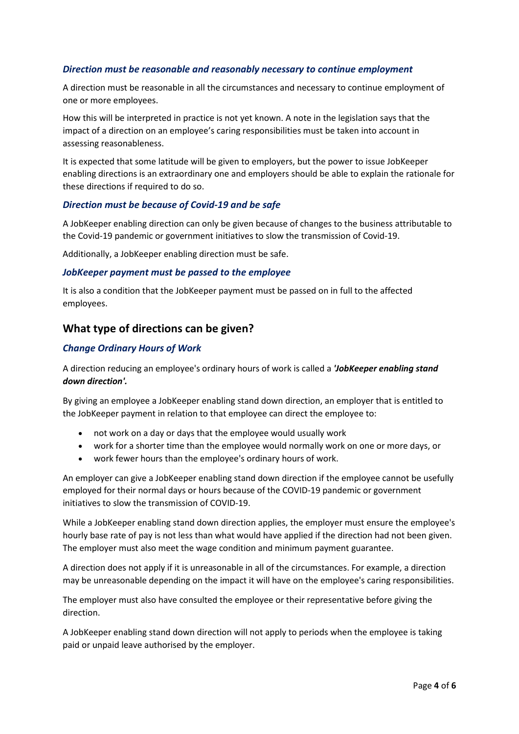### *Direction must be reasonable and reasonably necessary to continue employment*

A direction must be reasonable in all the circumstances and necessary to continue employment of one or more employees.

How this will be interpreted in practice is not yet known. A note in the legislation says that the impact of a direction on an employee's caring responsibilities must be taken into account in assessing reasonableness.

It is expected that some latitude will be given to employers, but the power to issue JobKeeper enabling directions is an extraordinary one and employers should be able to explain the rationale for these directions if required to do so.

### *Direction must be because of Covid-19 and be safe*

A JobKeeper enabling direction can only be given because of changes to the business attributable to the Covid-19 pandemic or government initiatives to slow the transmission of Covid-19.

Additionally, a JobKeeper enabling direction must be safe.

### *JobKeeper payment must be passed to the employee*

It is also a condition that the JobKeeper payment must be passed on in full to the affected employees.

## What type of directions can be given?

### *Change Ordinary Hours of Work*

A direction reducing an employee's ordinary hours of work is called a ***'JobKeeper enabling stand down direction'.***

By giving an employee a JobKeeper enabling stand down direction, an employer that is entitled to the JobKeeper payment in relation to that employee can direct the employee to:

- not work on a day or days that the employee would usually work
- work for a shorter time than the employee would normally work on one or more days, or
- work fewer hours than the employee's ordinary hours of work.

An employer can give a JobKeeper enabling stand down direction if the employee cannot be usefully employed for their normal days or hours because of the COVID-19 pandemic or government initiatives to slow the transmission of COVID-19.

While a JobKeeper enabling stand down direction applies, the employer must ensure the employee's hourly base rate of pay is not less than what would have applied if the direction had not been given. The employer must also meet the wage condition and minimum payment guarantee.

A direction does not apply if it is unreasonable in all of the circumstances. For example, a direction may be unreasonable depending on the impact it will have on the employee's caring responsibilities.

The employer must also have consulted the employee or their representative before giving the direction.

A JobKeeper enabling stand down direction will not apply to periods when the employee is taking paid or unpaid leave authorised by the employer.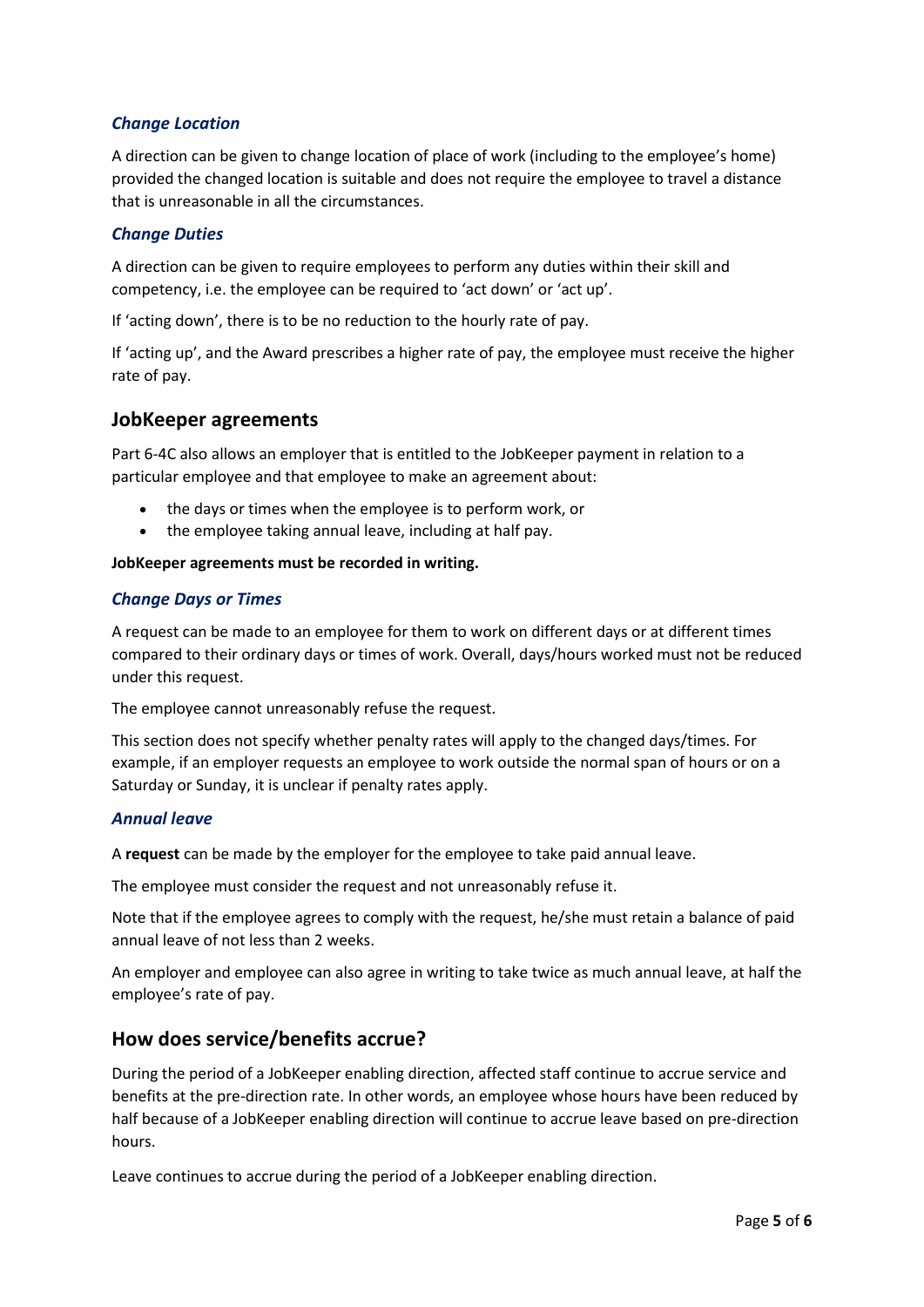### *Change Location*

A direction can be given to change location of place of work (including to the employee's home) provided the changed location is suitable and does not require the employee to travel a distance that is unreasonable in all the circumstances.

### *Change Duties*

A direction can be given to require employees to perform any duties within their skill and competency, i.e. the employee can be required to 'act down' or 'act up'.

If 'acting down', there is to be no reduction to the hourly rate of pay.

If 'acting up', and the Award prescribes a higher rate of pay, the employee must receive the higher rate of pay.

## JobKeeper agreements

Part 6-4C also allows an employer that is entitled to the JobKeeper payment in relation to a particular employee and that employee to make an agreement about:

- the days or times when the employee is to perform work, or
- the employee taking annual leave, including at half pay.

**JobKeeper agreements must be recorded in writing.**

### *Change Days or Times*

A request can be made to an employee for them to work on different days or at different times compared to their ordinary days or times of work. Overall, days/hours worked must not be reduced under this request.

The employee cannot unreasonably refuse the request.

This section does not specify whether penalty rates will apply to the changed days/times. For example, if an employer requests an employee to work outside the normal span of hours or on a Saturday or Sunday, it is unclear if penalty rates apply.

### *Annual leave*

A **request** can be made by the employer for the employee to take paid annual leave.

The employee must consider the request and not unreasonably refuse it.

Note that if the employee agrees to comply with the request, he/she must retain a balance of paid annual leave of not less than 2 weeks.

An employer and employee can also agree in writing to take twice as much annual leave, at half the employee's rate of pay.

## How does service/benefits accrue?

During the period of a JobKeeper enabling direction, affected staff continue to accrue service and benefits at the pre-direction rate. In other words, an employee whose hours have been reduced by half because of a JobKeeper enabling direction will continue to accrue leave based on pre-direction hours.

Leave continues to accrue during the period of a JobKeeper enabling direction.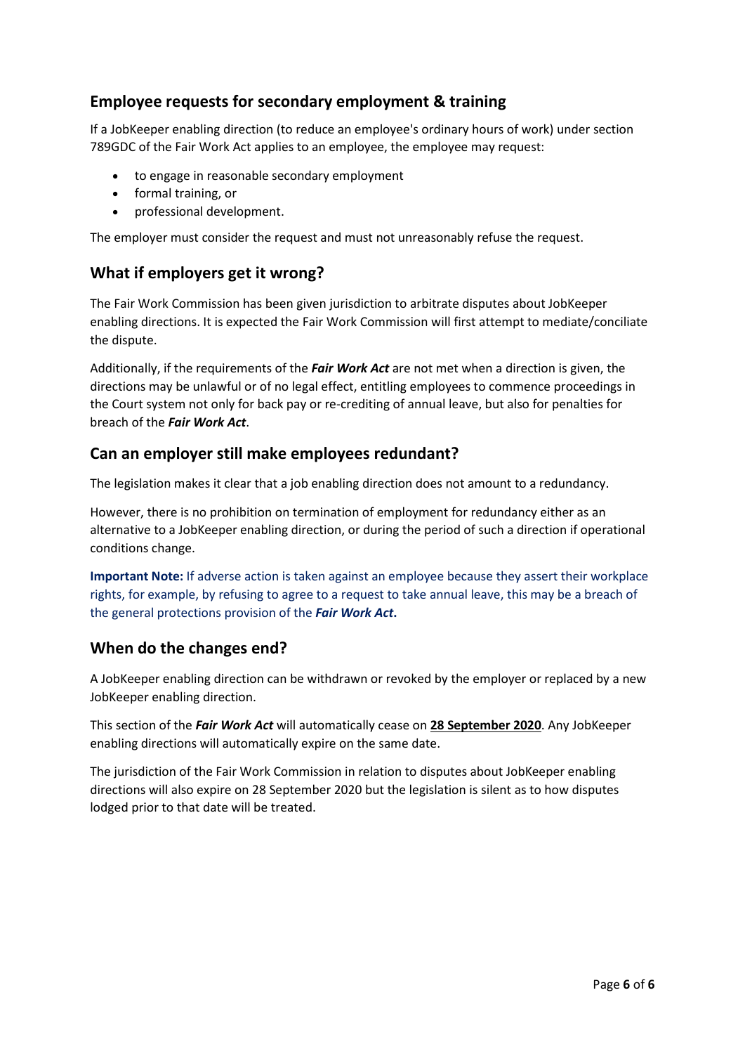## Employee requests for secondary employment & training

If a JobKeeper enabling direction (to reduce an employee's ordinary hours of work) under section 789GDC of the Fair Work Act applies to an employee, the employee may request:

- to engage in reasonable secondary employment
- formal training, or
- professional development.

The employer must consider the request and must not unreasonably refuse the request.

## What if employers get it wrong?

The Fair Work Commission has been given jurisdiction to arbitrate disputes about JobKeeper enabling directions. It is expected the Fair Work Commission will first attempt to mediate/conciliate the dispute.

Additionally, if the requirements of the ***Fair Work Act*** are not met when a direction is given, the directions may be unlawful or of no legal effect, entitling employees to commence proceedings in the Court system not only for back pay or re-crediting of annual leave, but also for penalties for breach of the ***Fair Work Act***.

## Can an employer still make employees redundant?

The legislation makes it clear that a job enabling direction does not amount to a redundancy.

However, there is no prohibition on termination of employment for redundancy either as an alternative to a JobKeeper enabling direction, or during the period of such a direction if operational conditions change.

**Important Note:** If adverse action is taken against an employee because they assert their workplace rights, for example, by refusing to agree to a request to take annual leave, this may be a breach of the general protections provision of the ***Fair Work Act*****.**

## When do the changes end?

A JobKeeper enabling direction can be withdrawn or revoked by the employer or replaced by a new JobKeeper enabling direction.

This section of the ***Fair Work Act*** will automatically cease on **28 September 2020**. Any JobKeeper enabling directions will automatically expire on the same date.

The jurisdiction of the Fair Work Commission in relation to disputes about JobKeeper enabling directions will also expire on 28 September 2020 but the legislation is silent as to how disputes lodged prior to that date will be treated.